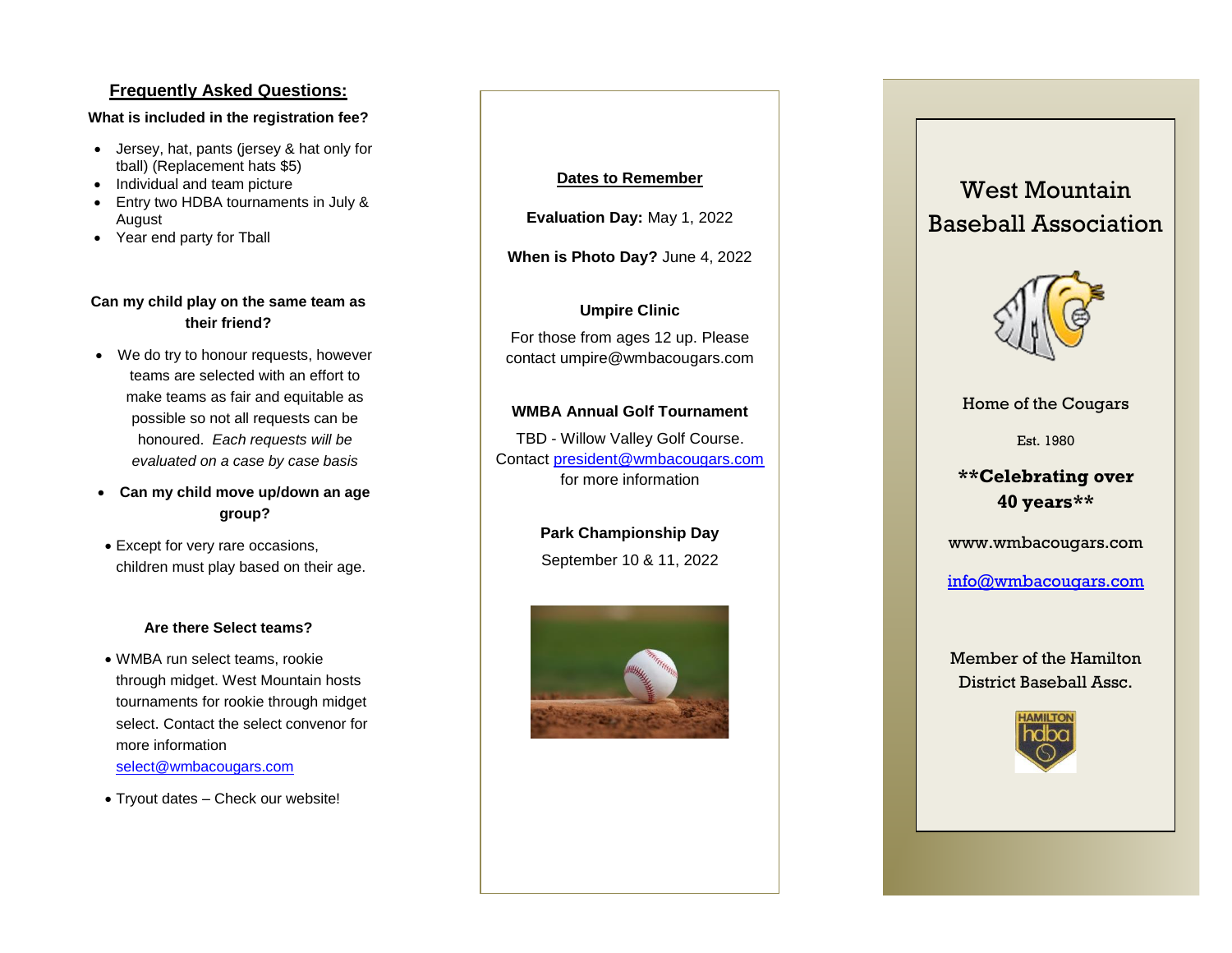## Frequently Asked Questions:

**What is included in the registration fee?**

- Jersey, hat, pants (jersey & hat only for tball) (Replacement hats $5)
- Individual and team picture
- Entry two HDBA tournaments in July & August
- Year end party for Tball

**Can my child play on the same team as their friend?**

- We do try to honour requests, however teams are selected with an effort to make teams as fair and equitable as possible so not all requests can be honoured. *Each requests will be evaluated on a case by case basis*

- **Can my child move up/down an age group?**

- Except for very rare occasions, children must play based on their age.

**Are there Select teams?**

- WMBA run select teams, rookie through midget. West Mountain hosts tournaments for rookie through midget select. Contact the select convenor for more information select@wmbacougars.com
- Tryout dates – Check our website!

**Dates to Remember**

**Evaluation Day:** May 1, 2022

**When is Photo Day?** June 4, 2022

**Umpire Clinic**

For those from ages 12 up. Please contact umpire@wmbacougars.com

**WMBA Annual Golf Tournament**

TBD - Willow Valley Golf Course. Contact president@wmbacougars.com for more information

**Park Championship Day**

September 10 & 11, 2022

# West Mountain Baseball Association

Home of the Cougars

Est. 1980

**\*\*Celebrating over 40 years\*\***

www.wmbacougars.com

info@wmbacougars.com

Member of the Hamilton District Baseball Assc.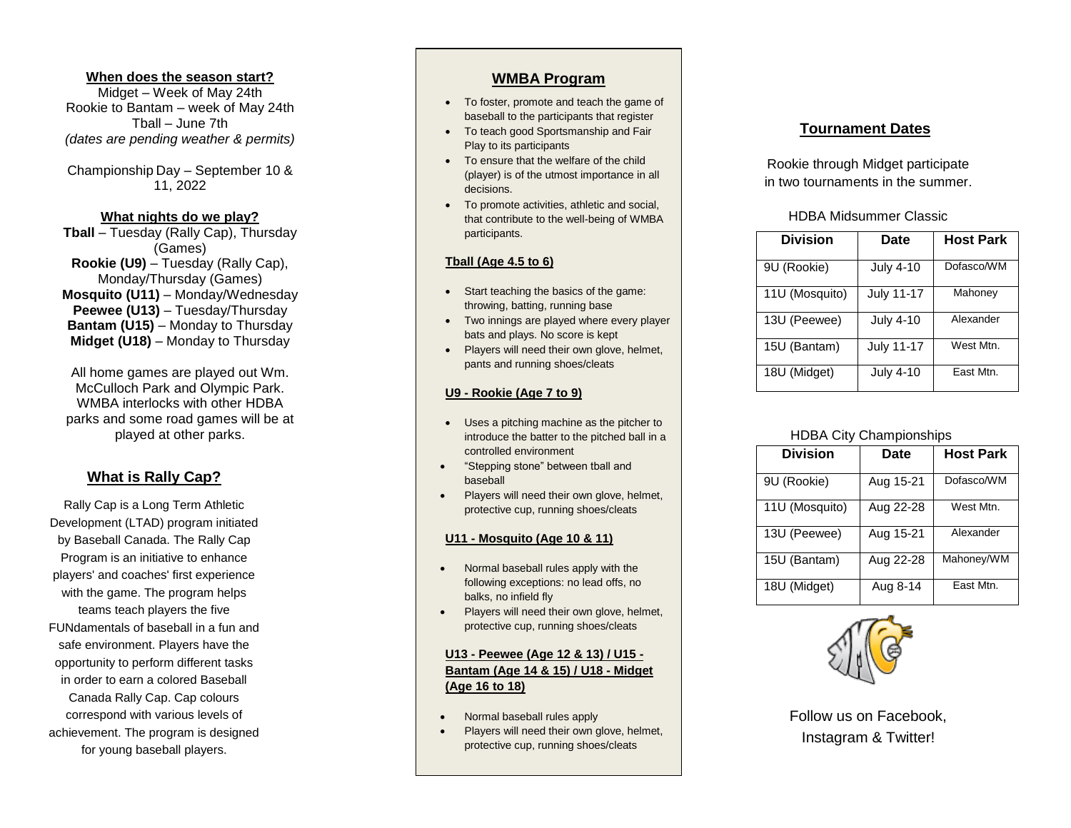**When does the season start?**

Midget – Week of May 24th
Rookie to Bantam – week of May 24th
Tball – June 7th
*(dates are pending weather & permits)*

Championship Day – September 10 & 11, 2022

**What nights do we play?**

**Tball** – Tuesday (Rally Cap), Thursday (Games)
**Rookie (U9)** – Tuesday (Rally Cap), Monday/Thursday (Games)
**Mosquito (U11)** – Monday/Wednesday
**Peewee (U13)** – Tuesday/Thursday
**Bantam (U15)** – Monday to Thursday
**Midget (U18)** – Monday to Thursday

All home games are played out Wm. McCulloch Park and Olympic Park. WMBA interlocks with other HDBA parks and some road games will be at played at other parks.

## What is Rally Cap?

Rally Cap is a Long Term Athletic Development (LTAD) program initiated by Baseball Canada. The Rally Cap Program is an initiative to enhance players' and coaches' first experience with the game. The program helps teams teach players the five FUNdamentals of baseball in a fun and safe environment. Players have the opportunity to perform different tasks in order to earn a colored Baseball Canada Rally Cap. Cap colours correspond with various levels of achievement. The program is designed for young baseball players.

## WMBA Program

- To foster, promote and teach the game of baseball to the participants that register
- To teach good Sportsmanship and Fair Play to its participants
- To ensure that the welfare of the child (player) is of the utmost importance in all decisions.
- To promote activities, athletic and social, that contribute to the well-being of WMBA participants.

**Tball (Age 4.5 to 6)**

- Start teaching the basics of the game: throwing, batting, running base
- Two innings are played where every player bats and plays. No score is kept
- Players will need their own glove, helmet, pants and running shoes/cleats

**U9 - Rookie (Age 7 to 9)**

- Uses a pitching machine as the pitcher to introduce the batter to the pitched ball in a controlled environment
- "Stepping stone" between tball and baseball
- Players will need their own glove, helmet, protective cup, running shoes/cleats

**U11 - Mosquito (Age 10 & 11)**

- Normal baseball rules apply with the following exceptions: no lead offs, no balks, no infield fly
- Players will need their own glove, helmet, protective cup, running shoes/cleats

**U13 - Peewee (Age 12 & 13) / U15 - Bantam (Age 14 & 15) / U18 - Midget (Age 16 to 18)**

- Normal baseball rules apply
- Players will need their own glove, helmet, protective cup, running shoes/cleats

## Tournament Dates

Rookie through Midget participate in two tournaments in the summer.

HDBA Midsummer Classic

| Division | Date | Host Park |
|---|---|---|
| 9U (Rookie) | July 4-10 | Dofasco/WM |
| 11U (Mosquito) | July 11-17 | Mahoney |
| 13U (Peewee) | July 4-10 | Alexander |
| 15U (Bantam) | July 11-17 | West Mtn. |
| 18U (Midget) | July 4-10 | East Mtn. |

HDBA City Championships

| Division | Date | Host Park |
|---|---|---|
| 9U (Rookie) | Aug 15-21 | Dofasco/WM |
| 11U (Mosquito) | Aug 22-28 | West Mtn. |
| 13U (Peewee) | Aug 15-21 | Alexander |
| 15U (Bantam) | Aug 22-28 | Mahoney/WM |
| 18U (Midget) | Aug 8-14 | East Mtn. |

Follow us on Facebook, Instagram & Twitter!